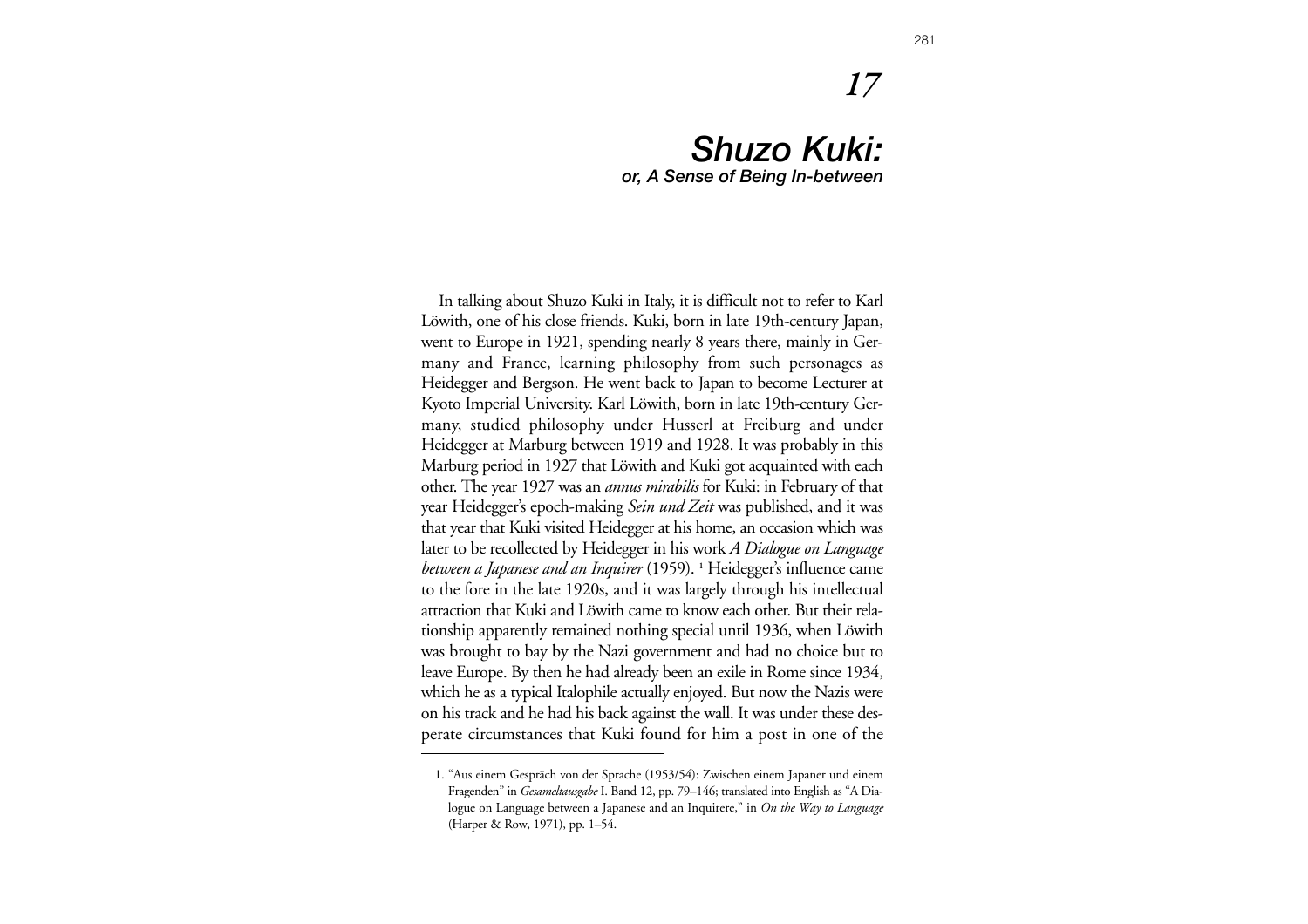# 17

# *Shuzo Kuki:*
## *or, A Sense of Being In-between*

In talking about Shuzo Kuki in Italy, it is difficult not to refer to Karl Löwith, one of his close friends. Kuki, born in late 19th-century Japan, went to Europe in 1921, spending nearly 8 years there, mainly in Germany and France, learning philosophy from such personages as Heidegger and Bergson. He went back to Japan to become Lecturer at Kyoto Imperial University. Karl Löwith, born in late 19th-century Germany, studied philosophy under Husserl at Freiburg and under Heidegger at Marburg between 1919 and 1928. It was probably in this Marburg period in 1927 that Löwith and Kuki got acquainted with each other. The year 1927 was an *annus mirabilis* for Kuki: in February of that year Heidegger's epoch-making *Sein und Zeit* was published, and it was that year that Kuki visited Heidegger at his home, an occasion which was later to be recollected by Heidegger in his work *A Dialogue on Language between a Japanese and an Inquirer* (1959). [1] Heidegger's influence came to the fore in the late 1920s, and it was largely through his intellectual attraction that Kuki and Löwith came to know each other. But their relationship apparently remained nothing special until 1936, when Löwith was brought to bay by the Nazi government and had no choice but to leave Europe. By then he had already been an exile in Rome since 1934, which he as a typical Italophile actually enjoyed. But now the Nazis were on his track and he had his back against the wall. It was under these desperate circumstances that Kuki found for him a post in one of the

---

1. "Aus einem Gespräch von der Sprache (1953/54): Zwischen einem Japaner und einem Fragenden" in *Gesameltausgabe* I. Band 12, pp. 79–146; translated into English as "A Dialogue on Language between a Japanese and an Inquirere," in *On the Way to Language* (Harper & Row, 1971), pp. 1–54.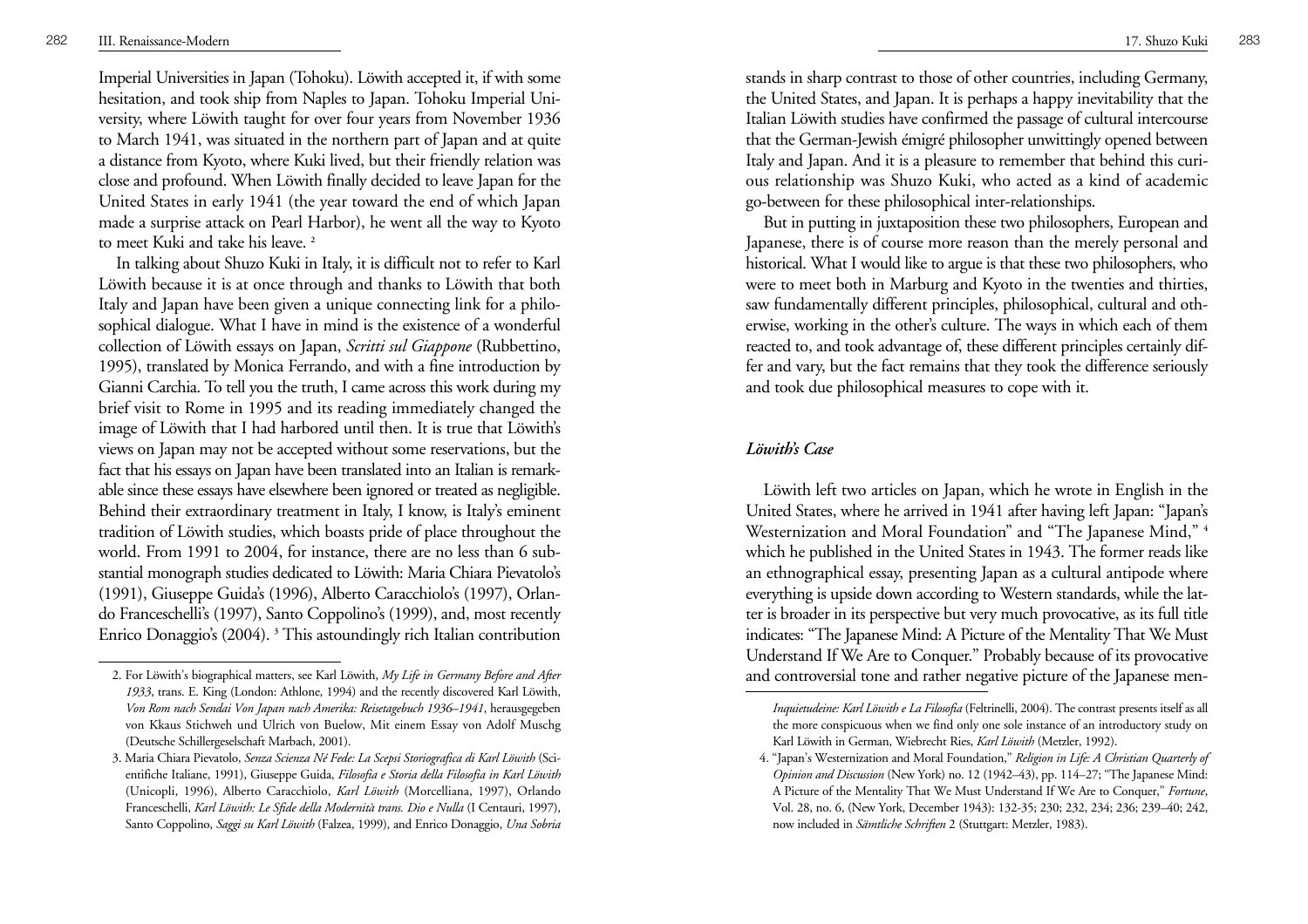Imperial Universities in Japan (Tohoku). Löwith accepted it, if with some hesitation, and took ship from Naples to Japan. Tohoku Imperial University, where Löwith taught for over four years from November 1936 to March 1941, was situated in the northern part of Japan and at quite a distance from Kyoto, where Kuki lived, but their friendly relation was close and profound. When Löwith finally decided to leave Japan for the United States in early 1941 (the year toward the end of which Japan made a surprise attack on Pearl Harbor), he went all the way to Kyoto to meet Kuki and take his leave. [2]

In talking about Shuzo Kuki in Italy, it is difficult not to refer to Karl Löwith because it is at once through and thanks to Löwith that both Italy and Japan have been given a unique connecting link for a philosophical dialogue. What I have in mind is the existence of a wonderful collection of Löwith essays on Japan, *Scritti sul Giappone* (Rubbettino, 1995), translated by Monica Ferrando, and with a fine introduction by Gianni Carchia. To tell you the truth, I came across this work during my brief visit to Rome in 1995 and its reading immediately changed the image of Löwith that I had harbored until then. It is true that Löwith's views on Japan may not be accepted without some reservations, but the fact that his essays on Japan have been translated into an Italian is remarkable since these essays have elsewhere been ignored or treated as negligible. Behind their extraordinary treatment in Italy, I know, is Italy's eminent tradition of Löwith studies, which boasts pride of place throughout the world. From 1991 to 2004, for instance, there are no less than 6 substantial monograph studies dedicated to Löwith: Maria Chiara Pievatolo's (1991), Giuseppe Guida's (1996), Alberto Caracchiolo's (1997), Orlando Franceschelli's (1997), Santo Coppolino's (1999), and, most recently Enrico Donaggio's (2004). [3] This astoundingly rich Italian contribution stands in sharp contrast to those of other countries, including Germany, the United States, and Japan. It is perhaps a happy inevitability that the Italian Löwith studies have confirmed the passage of cultural intercourse that the German-Jewish émigré philosopher unwittingly opened between Italy and Japan. And it is a pleasure to remember that behind this curious relationship was Shuzo Kuki, who acted as a kind of academic go-between for these philosophical inter-relationships.

But in putting in juxtaposition these two philosophers, European and Japanese, there is of course more reason than the merely personal and historical. What I would like to argue is that these two philosophers, who were to meet both in Marburg and Kyoto in the twenties and thirties, saw fundamentally different principles, philosophical, cultural and otherwise, working in the other's culture. The ways in which each of them reacted to, and took advantage of, these different principles certainly differ and vary, but the fact remains that they took the difference seriously and took due philosophical measures to cope with it.

### *Löwith's Case*

Löwith left two articles on Japan, which he wrote in English in the United States, where he arrived in 1941 after having left Japan: "Japan's Westernization and Moral Foundation" and "The Japanese Mind," [4] which he published in the United States in 1943. The former reads like an ethnographical essay, presenting Japan as a cultural antipode where everything is upside down according to Western standards, while the latter is broader in its perspective but very much provocative, as its full title indicates: "The Japanese Mind: A Picture of the Mentality That We Must Understand If We Are to Conquer." Probably because of its provocative and controversial tone and rather negative picture of the Japanese men-

---

2. For Löwith's biographical matters, see Karl Löwith, *My Life in Germany Before and After 1933*, trans. E. King (London: Athlone, 1994) and the recently discovered Karl Löwith, *Von Rom nach Sendai Von Japan nach Amerika: Reisetagebuch 1936–1941*, herausgegeben von Kkaus Stichweh und Ulrich von Buelow, Mit einem Essay von Adolf Muschg (Deutsche Schillergesellschaft Marbach, 2001).

3. Maria Chiara Pievatolo, *Senza Scienza Né Fede: La Scepsi Storiografica di Karl Löwith* (Scientifiche Italiane, 1991), Giuseppe Guida, *Filosofia e Storia della Filosofia in Karl Löwith* (Unicopli, 1996), Alberto Caracchiolo, *Karl Löwith* (Morcelliana, 1997), Orlando Franceschelli, *Karl Löwith: Le Sfide della Modernità trans. Dio e Nulla* (I Centauri, 1997), Santo Coppolino, *Saggi su Karl Löwith* (Falzea, 1999), and Enrico Donaggio, *Una Sobria Inquietudeine: Karl Löwith e La Filosofia* (Feltrinelli, 2004). The contrast presents itself as all the more conspicuous when we find only one sole instance of an introductory study on Karl Löwith in German, Wiebrecht Ries, *Karl Löwith* (Metzler, 1992).

4. "Japan's Westernization and Moral Foundation," *Religion in Life: A Christian Quarterly of Opinion and Discussion* (New York) no. 12 (1942–43), pp. 114–27; "The Japanese Mind: A Picture of the Mentality That We Must Understand If We Are to Conquer," *Fortune*, Vol. 28, no. 6, (New York, December 1943): 132-35; 230; 232, 234; 236; 239–40; 242, now included in *Sämtliche Schriften* 2 (Stuttgart: Metzler, 1983).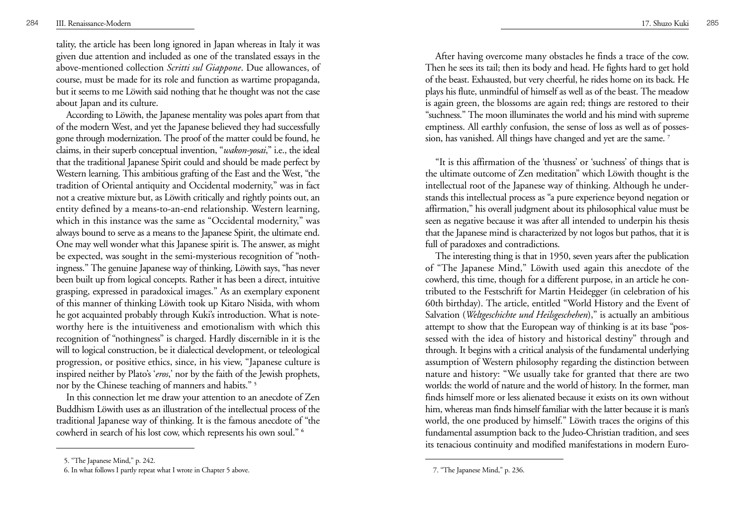tality, the article has been long ignored in Japan whereas in Italy it was given due attention and included as one of the translated essays in the above-mentioned collection *Scritti sul Giappone*. Due allowances, of course, must be made for its role and function as wartime propaganda, but it seems to me Löwith said nothing that he thought was not the case about Japan and its culture.

According to Löwith, the Japanese mentality was poles apart from that of the modern West, and yet the Japanese believed they had successfully gone through modernization. The proof of the matter could be found, he claims, in their superb conceptual invention, "*wakon-yosai*," i.e., the ideal that the traditional Japanese Spirit could and should be made perfect by Western learning. This ambitious grafting of the East and the West, "the tradition of Oriental antiquity and Occidental modernity," was in fact not a creative mixture but, as Löwith critically and rightly points out, an entity defined by a means-to-an-end relationship. Western learning, which in this instance was the same as "Occidental modernity," was always bound to serve as a means to the Japanese Spirit, the ultimate end. One may well wonder what this Japanese spirit is. The answer, as might be expected, was sought in the semi-mysterious recognition of "nothingness." The genuine Japanese way of thinking, Löwith says, "has never been built up from logical concepts. Rather it has been a direct, intuitive grasping, expressed in paradoxical images." As an exemplary exponent of this manner of thinking Löwith took up Kitaro Nisida, with whom he got acquainted probably through Kuki's introduction. What is noteworthy here is the intuitiveness and emotionalism with which this recognition of "nothingness" is charged. Hardly discernible in it is the will to logical construction, be it dialectical development, or teleological progression, or positive ethics, since, in his view, "Japanese culture is inspired neither by Plato's '*eros*,' nor by the faith of the Jewish prophets, nor by the Chinese teaching of manners and habits." [5]

In this connection let me draw your attention to an anecdote of Zen Buddhism Löwith uses as an illustration of the intellectual process of the traditional Japanese way of thinking. It is the famous anecdote of "the cowherd in search of his lost cow, which represents his own soul." [6]

> After having overcome many obstacles he finds a trace of the cow. Then he sees its tail; then its body and head. He fights hard to get hold of the beast. Exhausted, but very cheerful, he rides home on its back. He plays his flute, unmindful of himself as well as of the beast. The meadow is again green, the blossoms are again red; things are restored to their "suchness." The moon illuminates the world and his mind with supreme emptiness. All earthly confusion, the sense of loss as well as of possession, has vanished. All things have changed and yet are the same. [7]

"It is this affirmation of the 'thusness' or 'suchness' of things that is the ultimate outcome of Zen meditation" which Löwith thought is the intellectual root of the Japanese way of thinking. Although he understands this intellectual process as "a pure experience beyond negation or affirmation," his overall judgment about its philosophical value must be seen as negative because it was after all intended to underpin his thesis that the Japanese mind is characterized by not logos but pathos, that it is full of paradoxes and contradictions.

The interesting thing is that in 1950, seven years after the publication of "The Japanese Mind," Löwith used again this anecdote of the cowherd, this time, though for a different purpose, in an article he contributed to the Festschrift for Martin Heidegger (in celebration of his 60th birthday). The article, entitled "World History and the Event of Salvation (*Weltgeschichte und Heilsgeschehen*)," is actually an ambitious attempt to show that the European way of thinking is at its base "possessed with the idea of history and historical destiny" through and through. It begins with a critical analysis of the fundamental underlying assumption of Western philosophy regarding the distinction between nature and history: "We usually take for granted that there are two worlds: the world of nature and the world of history. In the former, man finds himself more or less alienated because it exists on its own without him, whereas man finds himself familiar with the latter because it is man's world, the one produced by himself." Löwith traces the origins of this fundamental assumption back to the Judeo-Christian tradition, and sees its tenacious continuity and modified manifestations in modern Euro-

---

5. "The Japanese Mind," p. 242.

6. In what follows I partly repeat what I wrote in Chapter 5 above.

7. "The Japanese Mind," p. 236.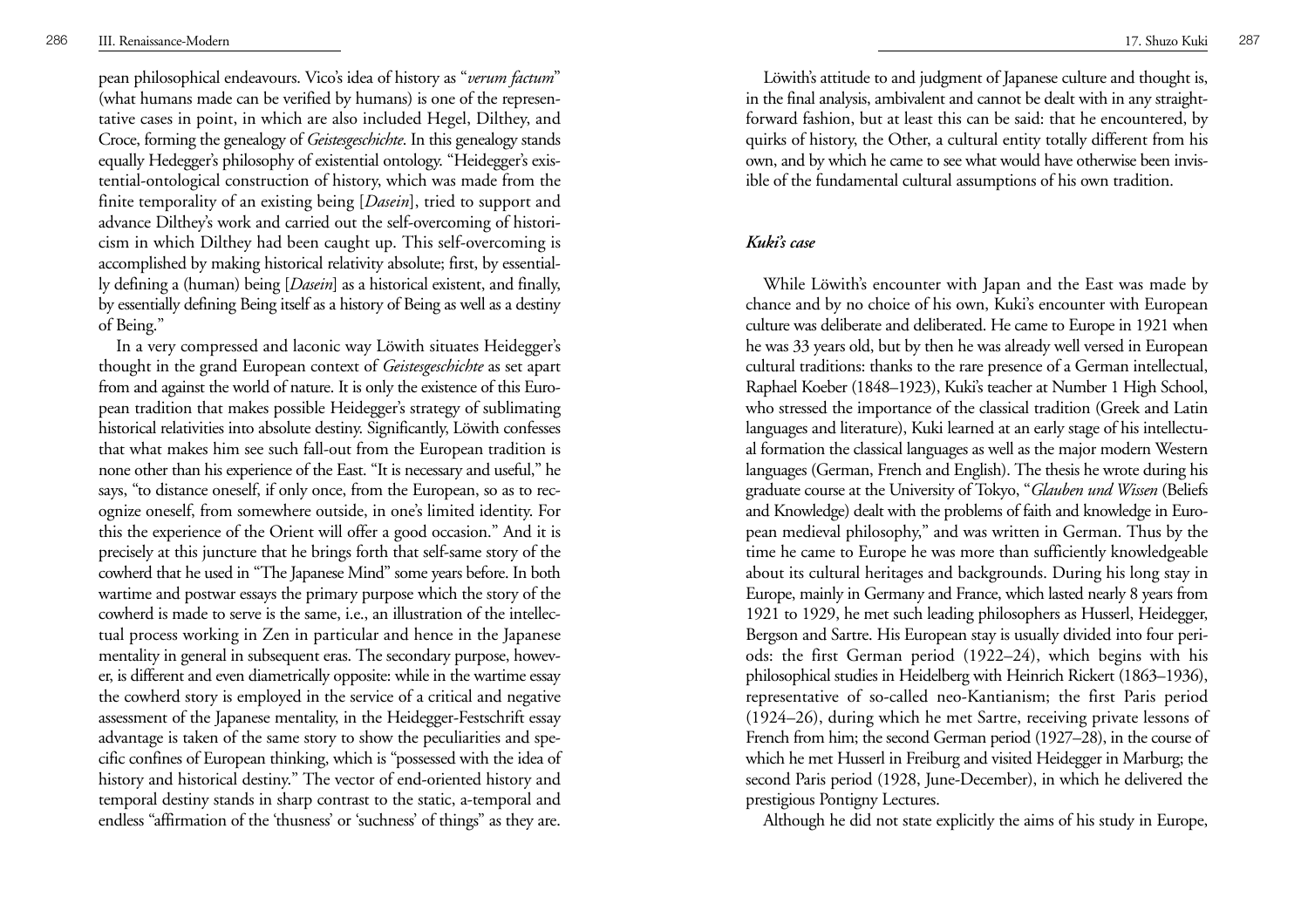pean philosophical endeavours. Vico's idea of history as "*verum factum*" (what humans made can be verified by humans) is one of the representative cases in point, in which are also included Hegel, Dilthey, and Croce, forming the genealogy of *Geistesgeschichte*. In this genealogy stands equally Hedegger's philosophy of existential ontology. "Heidegger's existential-ontological construction of history, which was made from the finite temporality of an existing being [*Dasein*], tried to support and advance Dilthey's work and carried out the self-overcoming of historicism in which Dilthey had been caught up. This self-overcoming is accomplished by making historical relativity absolute; first, by essentially defining a (human) being [*Dasein*] as a historical existent, and finally, by essentially defining Being itself as a history of Being as well as a destiny of Being."

In a very compressed and laconic way Löwith situates Heidegger's thought in the grand European context of *Geistesgeschichte* as set apart from and against the world of nature. It is only the existence of this European tradition that makes possible Heidegger's strategy of sublimating historical relativities into absolute destiny. Significantly, Löwith confesses that what makes him see such fall-out from the European tradition is none other than his experience of the East. "It is necessary and useful," he says, "to distance oneself, if only once, from the European, so as to recognize oneself, from somewhere outside, in one's limited identity. For this the experience of the Orient will offer a good occasion." And it is precisely at this juncture that he brings forth that self-same story of the cowherd that he used in "The Japanese Mind" some years before. In both wartime and postwar essays the primary purpose which the story of the cowherd is made to serve is the same, i.e., an illustration of the intellectual process working in Zen in particular and hence in the Japanese mentality in general in subsequent eras. The secondary purpose, however, is different and even diametrically opposite: while in the wartime essay the cowherd story is employed in the service of a critical and negative assessment of the Japanese mentality, in the Heidegger-Festschrift essay advantage is taken of the same story to show the peculiarities and specific confines of European thinking, which is "possessed with the idea of history and historical destiny." The vector of end-oriented history and temporal destiny stands in sharp contrast to the static, a-temporal and endless "affirmation of the 'thusness' or 'suchness' of things" as they are.

Löwith's attitude to and judgment of Japanese culture and thought is, in the final analysis, ambivalent and cannot be dealt with in any straightforward fashion, but at least this can be said: that he encountered, by quirks of history, the Other, a cultural entity totally different from his own, and by which he came to see what would have otherwise been invisible of the fundamental cultural assumptions of his own tradition.

### *Kuki's case*

While Löwith's encounter with Japan and the East was made by chance and by no choice of his own, Kuki's encounter with European culture was deliberate and deliberated. He came to Europe in 1921 when he was 33 years old, but by then he was already well versed in European cultural traditions: thanks to the rare presence of a German intellectual, Raphael Koeber (1848–1923), Kuki's teacher at Number 1 High School, who stressed the importance of the classical tradition (Greek and Latin languages and literature), Kuki learned at an early stage of his intellectual formation the classical languages as well as the major modern Western languages (German, French and English). The thesis he wrote during his graduate course at the University of Tokyo, "*Glauben und Wissen* (Beliefs and Knowledge) dealt with the problems of faith and knowledge in European medieval philosophy," and was written in German. Thus by the time he came to Europe he was more than sufficiently knowledgeable about its cultural heritages and backgrounds. During his long stay in Europe, mainly in Germany and France, which lasted nearly 8 years from 1921 to 1929, he met such leading philosophers as Husserl, Heidegger, Bergson and Sartre. His European stay is usually divided into four periods: the first German period (1922–24), which begins with his philosophical studies in Heidelberg with Heinrich Rickert (1863–1936), representative of so-called neo-Kantianism; the first Paris period (1924–26), during which he met Sartre, receiving private lessons of French from him; the second German period (1927–28), in the course of which he met Husserl in Freiburg and visited Heidegger in Marburg; the second Paris period (1928, June-December), in which he delivered the prestigious Pontigny Lectures.

Although he did not state explicitly the aims of his study in Europe,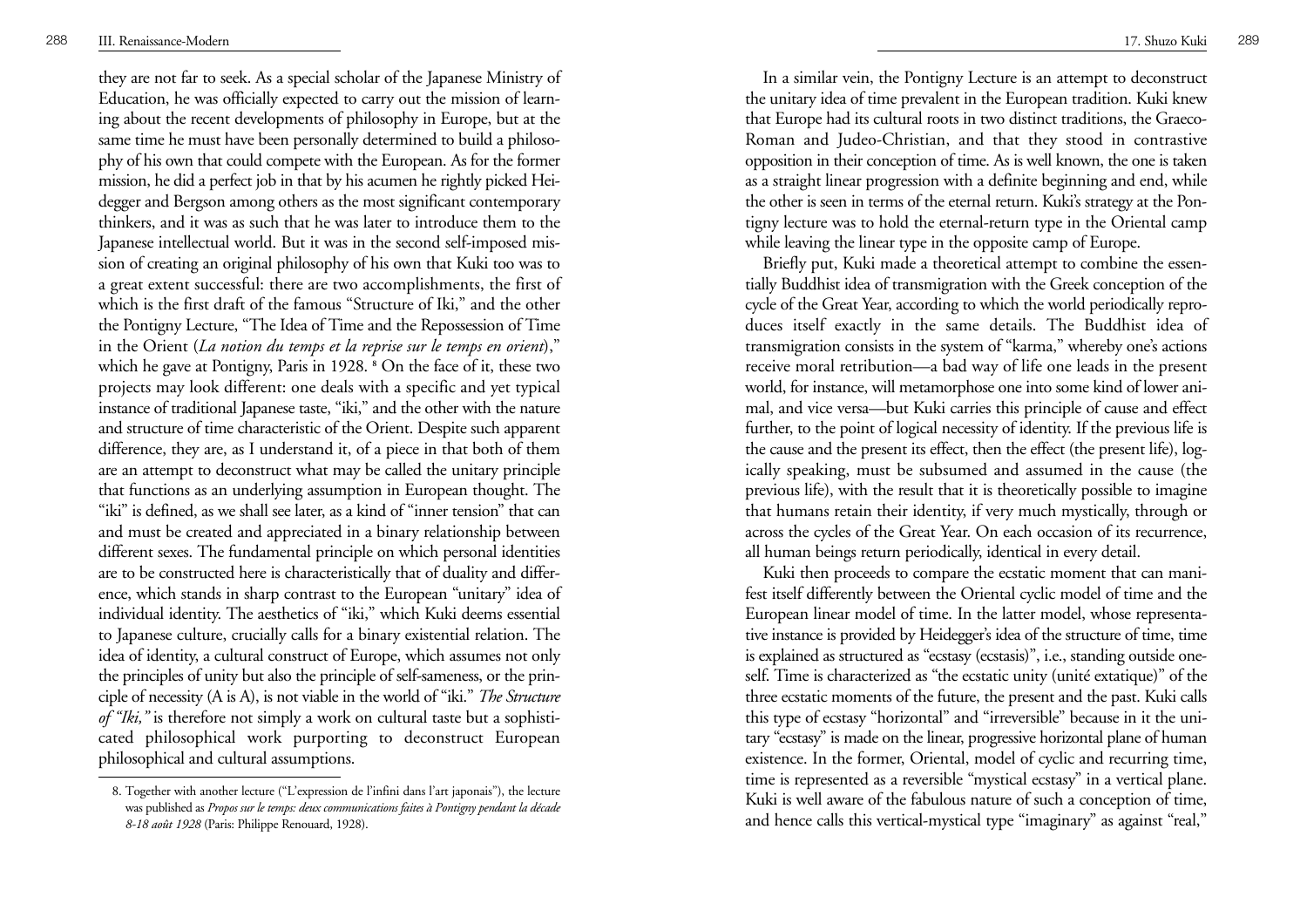they are not far to seek. As a special scholar of the Japanese Ministry of Education, he was officially expected to carry out the mission of learning about the recent developments of philosophy in Europe, but at the same time he must have been personally determined to build a philosophy of his own that could compete with the European. As for the former mission, he did a perfect job in that by his acumen he rightly picked Heidegger and Bergson among others as the most significant contemporary thinkers, and it was as such that he was later to introduce them to the Japanese intellectual world. But it was in the second self-imposed mission of creating an original philosophy of his own that Kuki too was to a great extent successful: there are two accomplishments, the first of which is the first draft of the famous "Structure of Iki," and the other the Pontigny Lecture, "The Idea of Time and the Repossession of Time in the Orient (*La notion du temps et la reprise sur le temps en orient*)," which he gave at Pontigny, Paris in 1928. [8] On the face of it, these two projects may look different: one deals with a specific and yet typical instance of traditional Japanese taste, "iki," and the other with the nature and structure of time characteristic of the Orient. Despite such apparent difference, they are, as I understand it, of a piece in that both of them are an attempt to deconstruct what may be called the unitary principle that functions as an underlying assumption in European thought. The "iki" is defined, as we shall see later, as a kind of "inner tension" that can and must be created and appreciated in a binary relationship between different sexes. The fundamental principle on which personal identities are to be constructed here is characteristically that of duality and difference, which stands in sharp contrast to the European "unitary" idea of individual identity. The aesthetics of "iki," which Kuki deems essential to Japanese culture, crucially calls for a binary existential relation. The idea of identity, a cultural construct of Europe, which assumes not only the principles of unity but also the principle of self-sameness, or the principle of necessity (A is A), is not viable in the world of "iki." *The Structure of "Iki,"* is therefore not simply a work on cultural taste but a sophisticated philosophical work purporting to deconstruct European philosophical and cultural assumptions.

In a similar vein, the Pontigny Lecture is an attempt to deconstruct the unitary idea of time prevalent in the European tradition. Kuki knew that Europe had its cultural roots in two distinct traditions, the Graeco-Roman and Judeo-Christian, and that they stood in contrastive opposition in their conception of time. As is well known, the one is taken as a straight linear progression with a definite beginning and end, while the other is seen in terms of the eternal return. Kuki's strategy at the Pontigny lecture was to hold the eternal-return type in the Oriental camp while leaving the linear type in the opposite camp of Europe.

Briefly put, Kuki made a theoretical attempt to combine the essentially Buddhist idea of transmigration with the Greek conception of the cycle of the Great Year, according to which the world periodically reproduces itself exactly in the same details. The Buddhist idea of transmigration consists in the system of "karma," whereby one's actions receive moral retribution—a bad way of life one leads in the present world, for instance, will metamorphose one into some kind of lower animal, and vice versa—but Kuki carries this principle of cause and effect further, to the point of logical necessity of identity. If the previous life is the cause and the present its effect, then the effect (the present life), logically speaking, must be subsumed and assumed in the cause (the previous life), with the result that it is theoretically possible to imagine that humans retain their identity, if very much mystically, through or across the cycles of the Great Year. On each occasion of its recurrence, all human beings return periodically, identical in every detail.

Kuki then proceeds to compare the ecstatic moment that can manifest itself differently between the Oriental cyclic model of time and the European linear model of time. In the latter model, whose representative instance is provided by Heidegger's idea of the structure of time, time is explained as structured as "ecstasy (ecstasis)", i.e., standing outside oneself. Time is characterized as "the ecstatic unity (unité extatique)" of the three ecstatic moments of the future, the present and the past. Kuki calls this type of ecstasy "horizontal" and "irreversible" because in it the unitary "ecstasy" is made on the linear, progressive horizontal plane of human existence. In the former, Oriental, model of cyclic and recurring time, time is represented as a reversible "mystical ecstasy" in a vertical plane. Kuki is well aware of the fabulous nature of such a conception of time, and hence calls this vertical-mystical type "imaginary" as against "real,"

---

8. Together with another lecture ("L'expression de l'infini dans l'art japonais"), the lecture was published as *Propos sur le temps: deux communications faites à Pontigny pendant la décade 8-18 août 1928* (Paris: Philippe Renouard, 1928).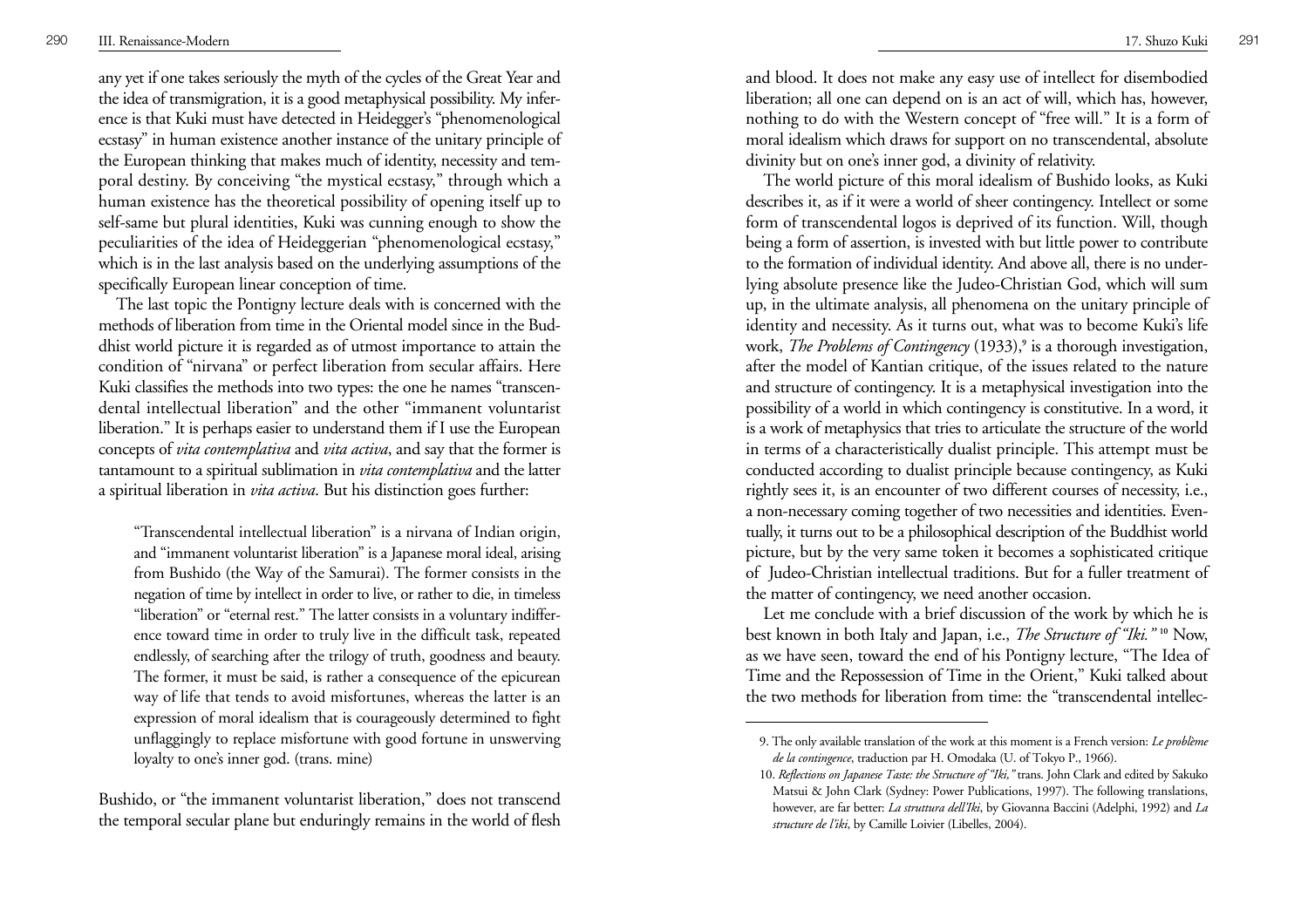any yet if one takes seriously the myth of the cycles of the Great Year and the idea of transmigration, it is a good metaphysical possibility. My inference is that Kuki must have detected in Heidegger's "phenomenological ecstasy" in human existence another instance of the unitary principle of the European thinking that makes much of identity, necessity and temporal destiny. By conceiving "the mystical ecstasy," through which a human existence has the theoretical possibility of opening itself up to self-same but plural identities, Kuki was cunning enough to show the peculiarities of the idea of Heideggerian "phenomenological ecstasy," which is in the last analysis based on the underlying assumptions of the specifically European linear conception of time.

The last topic the Pontigny lecture deals with is concerned with the methods of liberation from time in the Oriental model since in the Buddhist world picture it is regarded as of utmost importance to attain the condition of "nirvana" or perfect liberation from secular affairs. Here Kuki classifies the methods into two types: the one he names "transcendental intellectual liberation" and the other "immanent voluntarist liberation." It is perhaps easier to understand them if I use the European concepts of *vita contemplativa* and *vita activa*, and say that the former is tantamount to a spiritual sublimation in *vita contemplativa* and the latter a spiritual liberation in *vita activa*. But his distinction goes further:

> "Transcendental intellectual liberation" is a nirvana of Indian origin, and "immanent voluntarist liberation" is a Japanese moral ideal, arising from Bushido (the Way of the Samurai). The former consists in the negation of time by intellect in order to live, or rather to die, in timeless "liberation" or "eternal rest." The latter consists in a voluntary indifference toward time in order to truly live in the difficult task, repeated endlessly, of searching after the trilogy of truth, goodness and beauty. The former, it must be said, is rather a consequence of the epicurean way of life that tends to avoid misfortunes, whereas the latter is an expression of moral idealism that is courageously determined to fight unflaggingly to replace misfortune with good fortune in unswerving loyalty to one's inner god. (trans. mine)

Bushido, or "the immanent voluntarist liberation," does not transcend the temporal secular plane but enduringly remains in the world of flesh and blood. It does not make any easy use of intellect for disembodied liberation; all one can depend on is an act of will, which has, however, nothing to do with the Western concept of "free will." It is a form of moral idealism which draws for support on no transcendental, absolute divinity but on one's inner god, a divinity of relativity.

The world picture of this moral idealism of Bushido looks, as Kuki describes it, as if it were a world of sheer contingency. Intellect or some form of transcendental logos is deprived of its function. Will, though being a form of assertion, is invested with but little power to contribute to the formation of individual identity. And above all, there is no underlying absolute presence like the Judeo-Christian God, which will sum up, in the ultimate analysis, all phenomena on the unitary principle of identity and necessity. As it turns out, what was to become Kuki's life work, *The Problems of Contingency* (1933),[9] is a thorough investigation, after the model of Kantian critique, of the issues related to the nature and structure of contingency. It is a metaphysical investigation into the possibility of a world in which contingency is constitutive. In a word, it is a work of metaphysics that tries to articulate the structure of the world in terms of a characteristically dualist principle. This attempt must be conducted according to dualist principle because contingency, as Kuki rightly sees it, is an encounter of two different courses of necessity, i.e., a non-necessary coming together of two necessities and identities. Eventually, it turns out to be a philosophical description of the Buddhist world picture, but by the very same token it becomes a sophisticated critique of Judeo-Christian intellectual traditions. But for a fuller treatment of the matter of contingency, we need another occasion.

Let me conclude with a brief discussion of the work by which he is best known in both Italy and Japan, i.e., *The Structure of "Iki."*[10] Now, as we have seen, toward the end of his Pontigny lecture, "The Idea of Time and the Repossession of Time in the Orient," Kuki talked about the two methods for liberation from time: the "transcendental intellec-

---

9. The only available translation of the work at this moment is a French version: *Le problème de la contingence*, traduction par H. Omodaka (U. of Tokyo P., 1966).

10. *Reflections on Japanese Taste: the Structure of "Iki,"* trans. John Clark and edited by Sakuko Matsui & John Clark (Sydney: Power Publications, 1997). The following translations, however, are far better: *La struttura dell'Iki*, by Giovanna Baccini (Adelphi, 1992) and *La structure de l'iki*, by Camille Loivier (Libelles, 2004).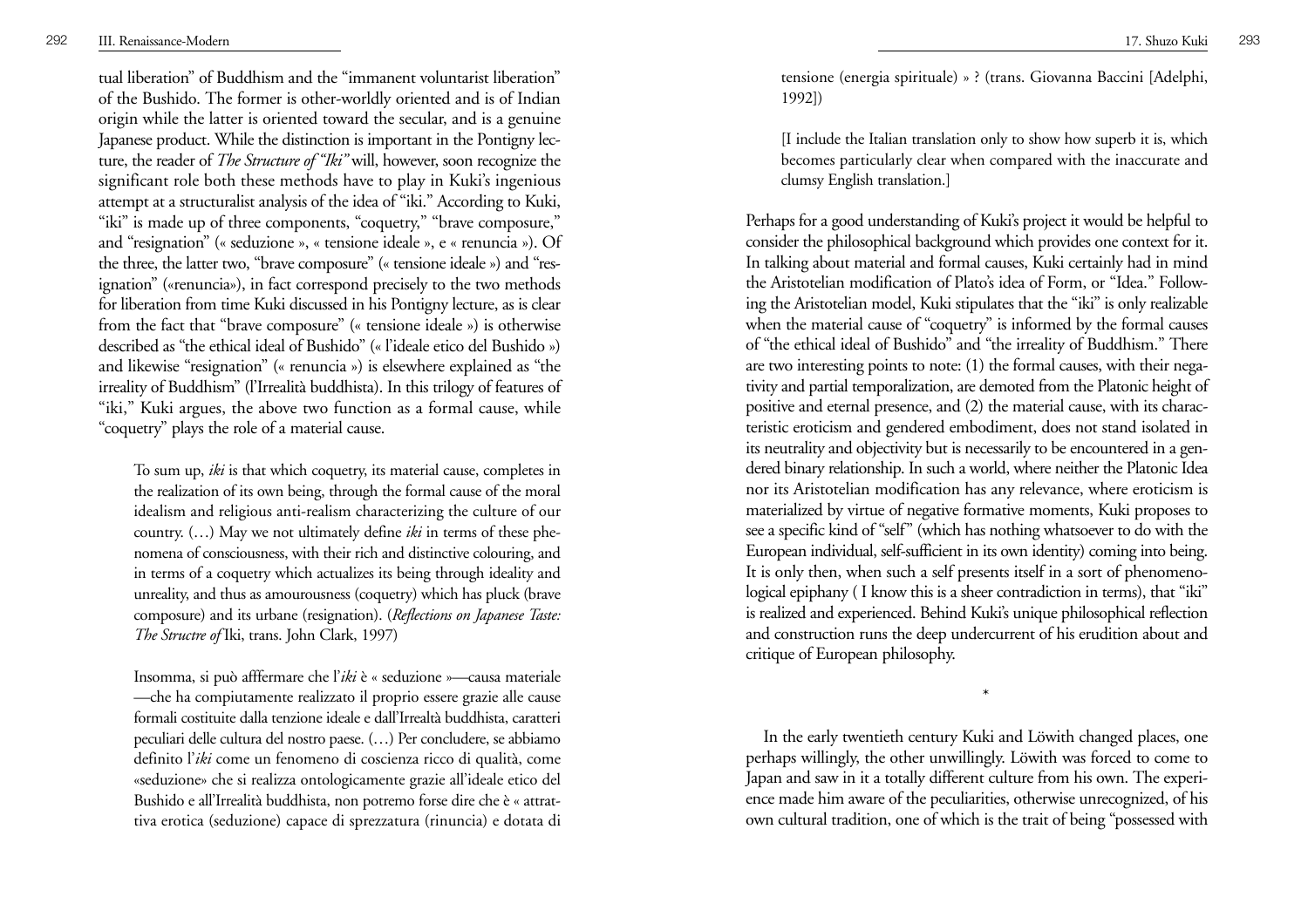tual liberation" of Buddhism and the "immanent voluntarist liberation" of the Bushido. The former is other-worldly oriented and is of Indian origin while the latter is oriented toward the secular, and is a genuine Japanese product. While the distinction is important in the Pontigny lecture, the reader of *The Structure of "Iki"* will, however, soon recognize the significant role both these methods have to play in Kuki's ingenious attempt at a structuralist analysis of the idea of "iki." According to Kuki, "iki" is made up of three components, "coquetry," "brave composure," and "resignation" (« seduzione », « tensione ideale », e « renuncia »). Of the three, the latter two, "brave composure" (« tensione ideale ») and "resignation" («renuncia»), in fact correspond precisely to the two methods for liberation from time Kuki discussed in his Pontigny lecture, as is clear from the fact that "brave composure" (« tensione ideale ») is otherwise described as "the ethical ideal of Bushido" (« l'ideale etico del Bushido ») and likewise "resignation" (« renuncia ») is elsewhere explained as "the irreality of Buddhism" (l'Irrealità buddhista). In this trilogy of features of "iki," Kuki argues, the above two function as a formal cause, while "coquetry" plays the role of a material cause.

> To sum up, *iki* is that which coquetry, its material cause, completes in the realization of its own being, through the formal cause of the moral idealism and religious anti-realism characterizing the culture of our country. (…) May we not ultimately define *iki* in terms of these phenomena of consciousness, with their rich and distinctive colouring, and in terms of a coquetry which actualizes its being through ideality and unreality, and thus as amourousness (coquetry) which has pluck (brave composure) and its urbane (resignation). (*Reflections on Japanese Taste: The Structre of* Iki, trans. John Clark, 1997)

> Insomma, si può afffermare che l'*iki* è « seduzione »—causa materiale —che ha compiutamente realizzato il proprio essere grazie alle cause formali costituite dalla tenzione ideale e dall'Irrealtà buddhista, caratteri peculiari delle cultura del nostro paese. (…) Per concludere, se abbiamo definito l'*iki* come un fenomeno di coscienza ricco di qualità, come «seduzione» che si realizza ontologicamente grazie all'ideale etico del Bushido e all'Irrealità buddhista, non potremo forse dire che è « attrattiva erotica (seduzione) capace di sprezzatura (rinuncia) e dotata di tensione (energia spirituale) » ? (trans. Giovanna Baccini [Adelphi, 1992])

> [I include the Italian translation only to show how superb it is, which becomes particularly clear when compared with the inaccurate and clumsy English translation.]

Perhaps for a good understanding of Kuki's project it would be helpful to consider the philosophical background which provides one context for it. In talking about material and formal causes, Kuki certainly had in mind the Aristotelian modification of Plato's idea of Form, or "Idea." Following the Aristotelian model, Kuki stipulates that the "iki" is only realizable when the material cause of "coquetry" is informed by the formal causes of "the ethical ideal of Bushido" and "the irreality of Buddhism." There are two interesting points to note: (1) the formal causes, with their negativity and partial temporalization, are demoted from the Platonic height of positive and eternal presence, and (2) the material cause, with its characteristic eroticism and gendered embodiment, does not stand isolated in its neutrality and objectivity but is necessarily to be encountered in a gendered binary relationship. In such a world, where neither the Platonic Idea nor its Aristotelian modification has any relevance, where eroticism is materialized by virtue of negative formative moments, Kuki proposes to see a specific kind of "self" (which has nothing whatsoever to do with the European individual, self-sufficient in its own identity) coming into being. It is only then, when such a self presents itself in a sort of phenomenological epiphany ( I know this is a sheer contradiction in terms), that "iki" is realized and experienced. Behind Kuki's unique philosophical reflection and construction runs the deep undercurrent of his erudition about and critique of European philosophy.

*

In the early twentieth century Kuki and Löwith changed places, one perhaps willingly, the other unwillingly. Löwith was forced to come to Japan and saw in it a totally different culture from his own. The experience made him aware of the peculiarities, otherwise unrecognized, of his own cultural tradition, one of which is the trait of being "possessed with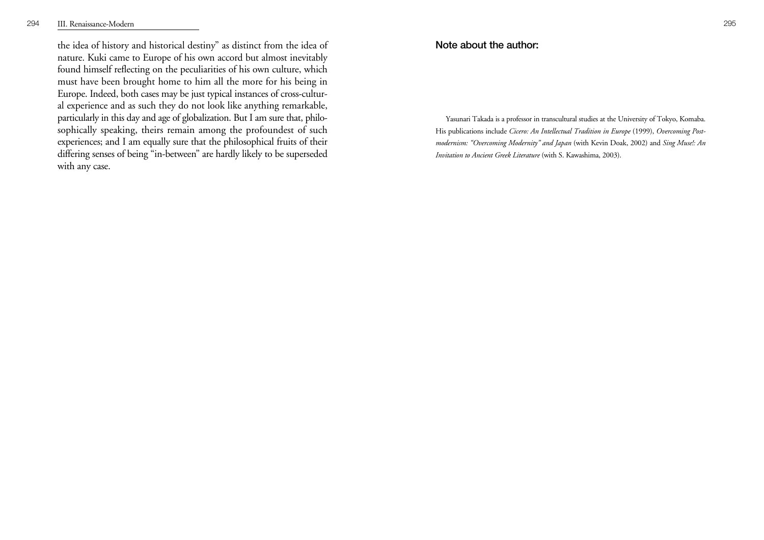the idea of history and historical destiny" as distinct from the idea of nature. Kuki came to Europe of his own accord but almost inevitably found himself reflecting on the peculiarities of his own culture, which must have been brought home to him all the more for his being in Europe. Indeed, both cases may be just typical instances of cross-cultural experience and as such they do not look like anything remarkable, particularly in this day and age of globalization. But I am sure that, philosophically speaking, theirs remain among the profoundest of such experiences; and I am equally sure that the philosophical fruits of their differing senses of being "in-between" are hardly likely to be superseded with any case.

## Note about the author:

Yasunari Takada is a professor in transcultural studies at the University of Tokyo, Komaba. His publications include *Cicero: An Intellectual Tradition in Europe* (1999), *Overcoming Post-modernism: "Overcoming Modernity" and Japan* (with Kevin Doak, 2002) and *Sing Muse!: An Invitation to Ancient Greek Literature* (with S. Kawashima, 2003).